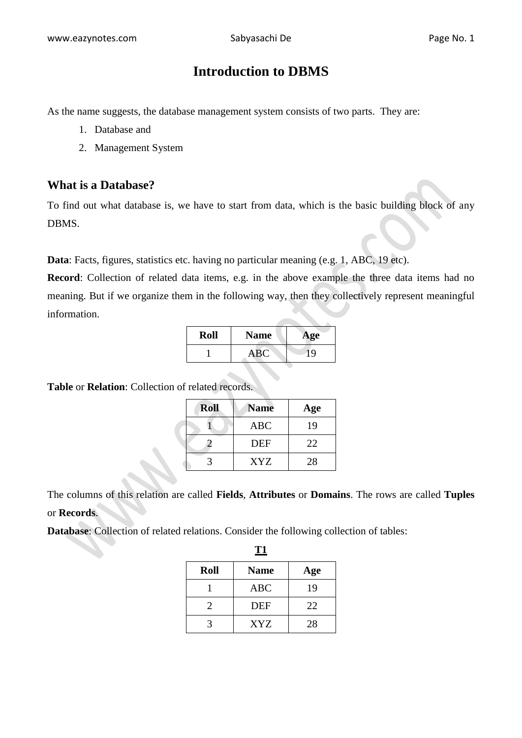# Introduction to DBMS

As the name suggests, the database management system consists of two parts. They are:

1. Database and
2. Management System

## What is a Database?

To find out what database is, we have to start from data, which is the basic building block of any DBMS.

**Data**: Facts, figures, statistics etc. having no particular meaning (e.g. 1, ABC, 19 etc).

**Record**: Collection of related data items, e.g. in the above example the three data items had no meaning. But if we organize them in the following way, then they collectively represent meaningful information.

| Roll | Name | Age |
| --- | --- | --- |
| 1 | ABC | 19 |

**Table** or **Relation**: Collection of related records.

| Roll | Name | Age |
| --- | --- | --- |
| 1 | ABC | 19 |
| 2 | DEF | 22 |
| 3 | XYZ | 28 |

The columns of this relation are called **Fields**, **Attributes** or **Domains**. The rows are called **Tuples** or **Records**.

**Database**: Collection of related relations. Consider the following collection of tables:

**T1**

| Roll | Name | Age |
| --- | --- | --- |
| 1 | ABC | 19 |
| 2 | DEF | 22 |
| 3 | XYZ | 28 |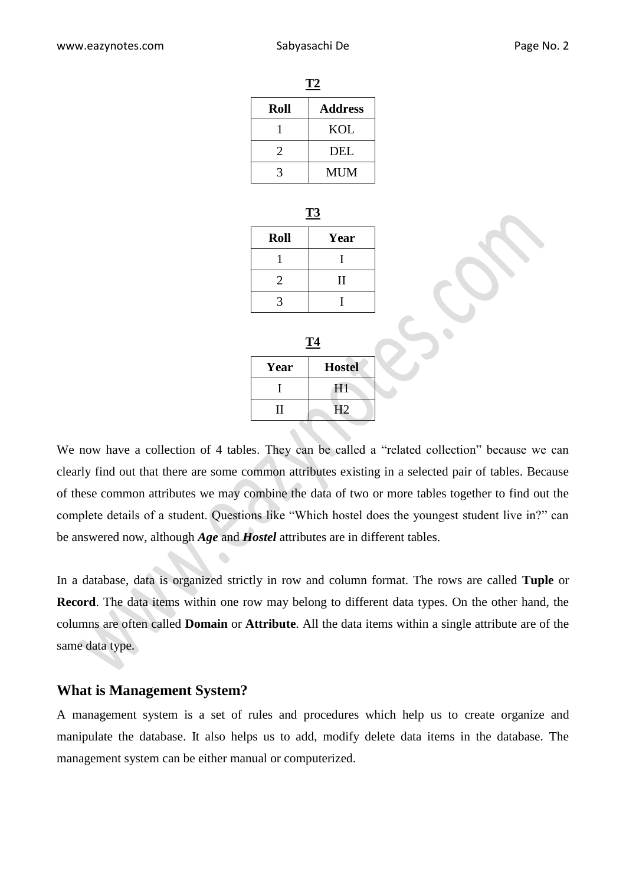**T2**

| Roll | Address |
|---|---|
| 1 | KOL |
| 2 | DEL |
| 3 | MUM |

**T3**

| Roll | Year |
|---|---|
| 1 | I |
| 2 | II |
| 3 | I |

**T4**

| Year | Hostel |
|---|---|
| I | H1 |
| II | H2 |

We now have a collection of 4 tables. They can be called a "related collection" because we can clearly find out that there are some common attributes existing in a selected pair of tables. Because of these common attributes we may combine the data of two or more tables together to find out the complete details of a student. Questions like "Which hostel does the youngest student live in?" can be answered now, although ***Age*** and ***Hostel*** attributes are in different tables.

In a database, data is organized strictly in row and column format. The rows are called **Tuple** or **Record**. The data items within one row may belong to different data types. On the other hand, the columns are often called **Domain** or **Attribute**. All the data items within a single attribute are of the same data type.

## What is Management System?

A management system is a set of rules and procedures which help us to create organize and manipulate the database. It also helps us to add, modify delete data items in the database. The management system can be either manual or computerized.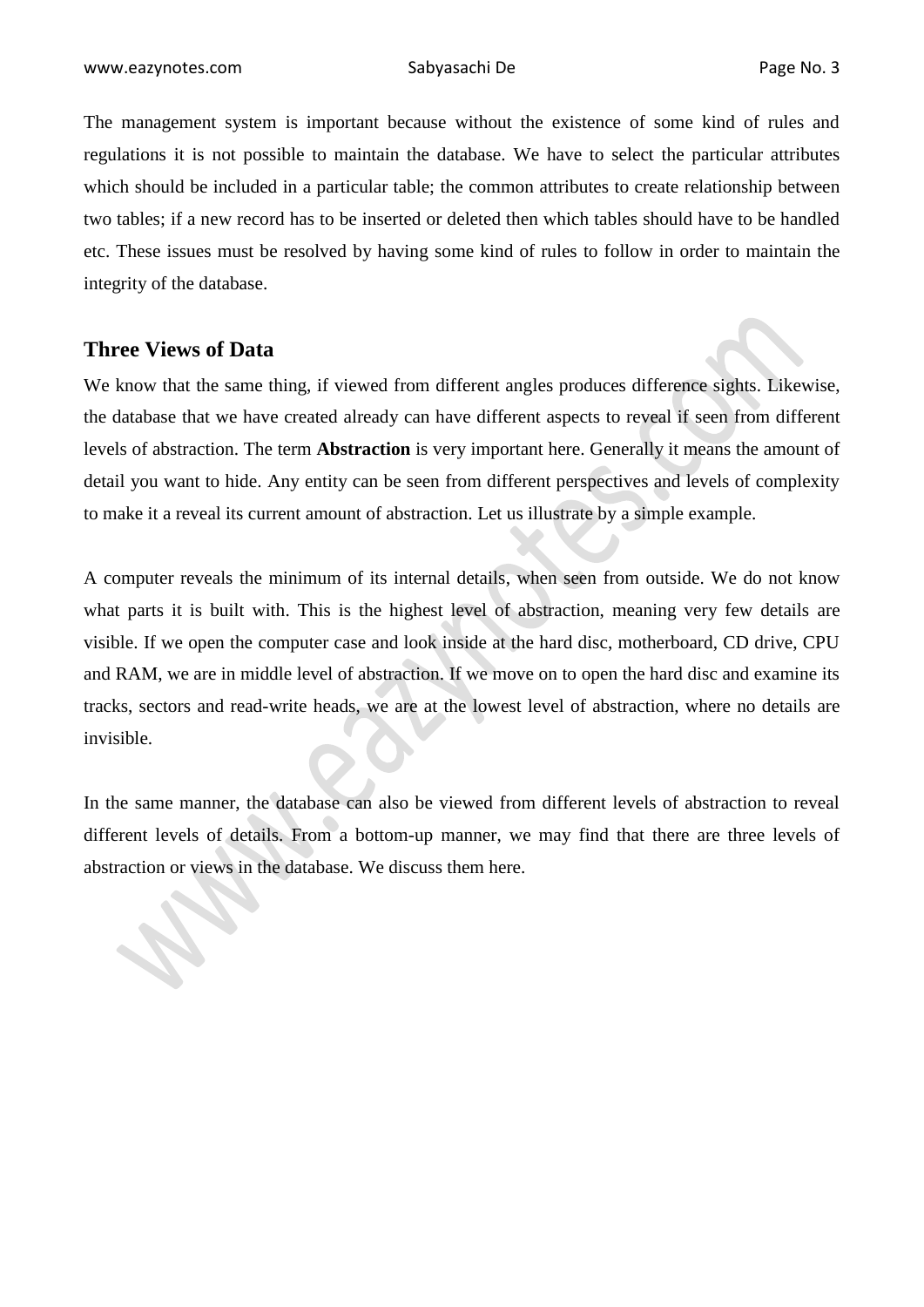The management system is important because without the existence of some kind of rules and regulations it is not possible to maintain the database. We have to select the particular attributes which should be included in a particular table; the common attributes to create relationship between two tables; if a new record has to be inserted or deleted then which tables should have to be handled etc. These issues must be resolved by having some kind of rules to follow in order to maintain the integrity of the database.

## Three Views of Data

We know that the same thing, if viewed from different angles produces difference sights. Likewise, the database that we have created already can have different aspects to reveal if seen from different levels of abstraction. The term **Abstraction** is very important here. Generally it means the amount of detail you want to hide. Any entity can be seen from different perspectives and levels of complexity to make it a reveal its current amount of abstraction. Let us illustrate by a simple example.

A computer reveals the minimum of its internal details, when seen from outside. We do not know what parts it is built with. This is the highest level of abstraction, meaning very few details are visible. If we open the computer case and look inside at the hard disc, motherboard, CD drive, CPU and RAM, we are in middle level of abstraction. If we move on to open the hard disc and examine its tracks, sectors and read-write heads, we are at the lowest level of abstraction, where no details are invisible.

In the same manner, the database can also be viewed from different levels of abstraction to reveal different levels of details. From a bottom-up manner, we may find that there are three levels of abstraction or views in the database. We discuss them here.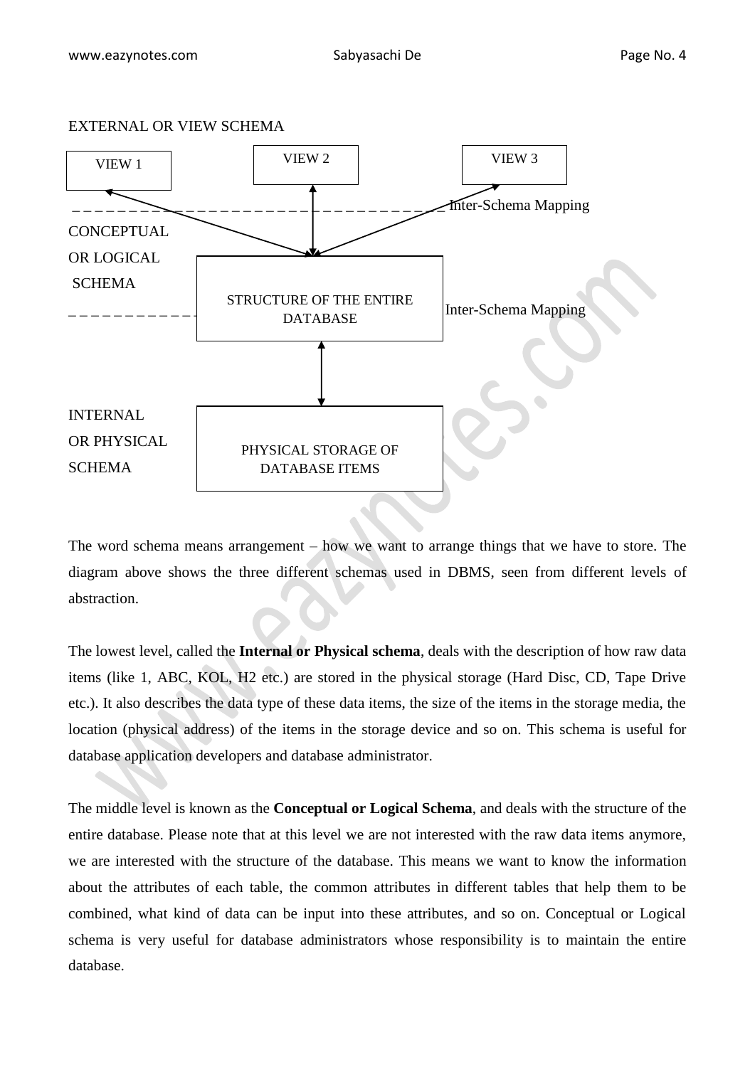EXTERNAL OR VIEW SCHEMA

VIEW 1 VIEW 2 VIEW 3

Inter-Schema Mapping

CONCEPTUAL OR LOGICAL SCHEMA

STRUCTURE OF THE ENTIRE DATABASE

Inter-Schema Mapping

INTERNAL OR PHYSICAL SCHEMA

PHYSICAL STORAGE OF DATABASE ITEMS

The word schema means arrangement – how we want to arrange things that we have to store. The diagram above shows the three different schemas used in DBMS, seen from different levels of abstraction.

The lowest level, called the **Internal or Physical schema**, deals with the description of how raw data items (like 1, ABC, KOL, H2 etc.) are stored in the physical storage (Hard Disc, CD, Tape Drive etc.). It also describes the data type of these data items, the size of the items in the storage media, the location (physical address) of the items in the storage device and so on. This schema is useful for database application developers and database administrator.

The middle level is known as the **Conceptual or Logical Schema**, and deals with the structure of the entire database. Please note that at this level we are not interested with the raw data items anymore, we are interested with the structure of the database. This means we want to know the information about the attributes of each table, the common attributes in different tables that help them to be combined, what kind of data can be input into these attributes, and so on. Conceptual or Logical schema is very useful for database administrators whose responsibility is to maintain the entire database.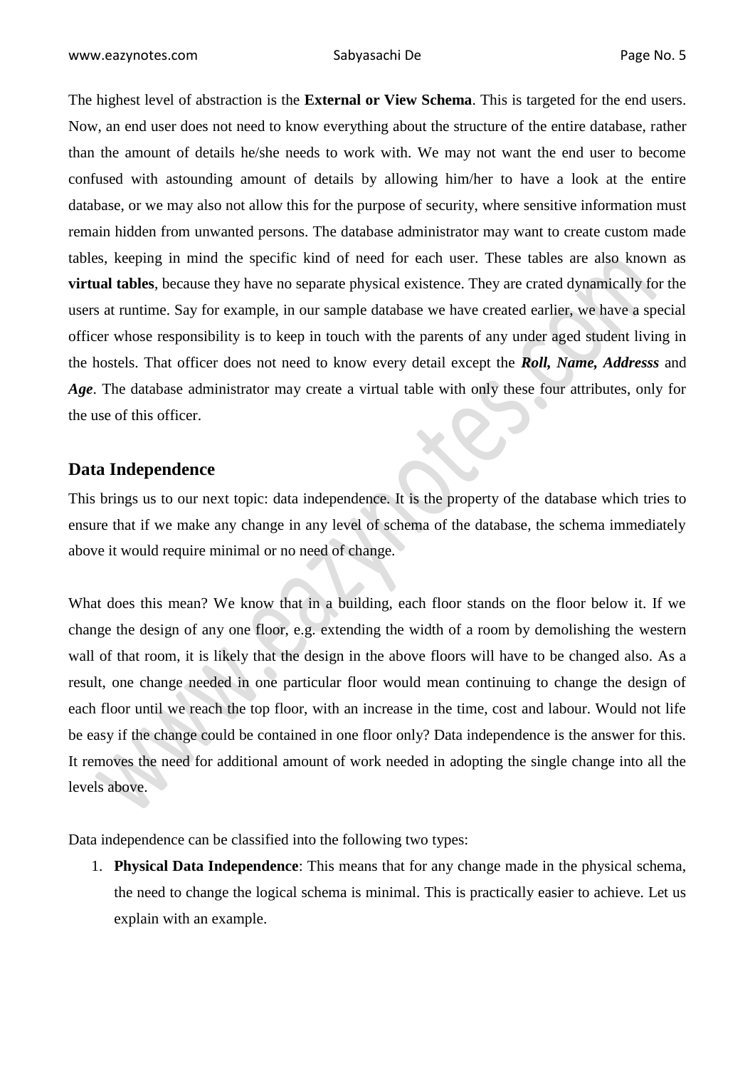The highest level of abstraction is the **External or View Schema**. This is targeted for the end users. Now, an end user does not need to know everything about the structure of the entire database, rather than the amount of details he/she needs to work with. We may not want the end user to become confused with astounding amount of details by allowing him/her to have a look at the entire database, or we may also not allow this for the purpose of security, where sensitive information must remain hidden from unwanted persons. The database administrator may want to create custom made tables, keeping in mind the specific kind of need for each user. These tables are also known as **virtual tables**, because they have no separate physical existence. They are crated dynamically for the users at runtime. Say for example, in our sample database we have created earlier, we have a special officer whose responsibility is to keep in touch with the parents of any under aged student living in the hostels. That officer does not need to know every detail except the ***Roll, Name, Addresss*** and ***Age***. The database administrator may create a virtual table with only these four attributes, only for the use of this officer.

## Data Independence

This brings us to our next topic: data independence. It is the property of the database which tries to ensure that if we make any change in any level of schema of the database, the schema immediately above it would require minimal or no need of change.

What does this mean? We know that in a building, each floor stands on the floor below it. If we change the design of any one floor, e.g. extending the width of a room by demolishing the western wall of that room, it is likely that the design in the above floors will have to be changed also. As a result, one change needed in one particular floor would mean continuing to change the design of each floor until we reach the top floor, with an increase in the time, cost and labour. Would not life be easy if the change could be contained in one floor only? Data independence is the answer for this. It removes the need for additional amount of work needed in adopting the single change into all the levels above.

Data independence can be classified into the following two types:

1. **Physical Data Independence**: This means that for any change made in the physical schema, the need to change the logical schema is minimal. This is practically easier to achieve. Let us explain with an example.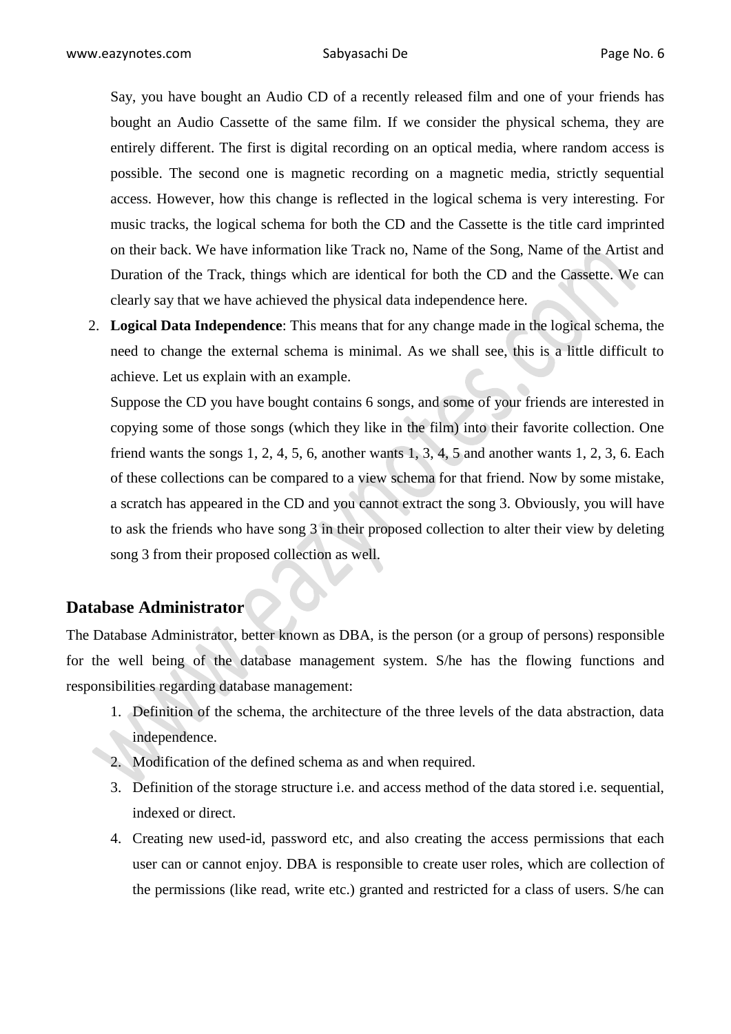Say, you have bought an Audio CD of a recently released film and one of your friends has bought an Audio Cassette of the same film. If we consider the physical schema, they are entirely different. The first is digital recording on an optical media, where random access is possible. The second one is magnetic recording on a magnetic media, strictly sequential access. However, how this change is reflected in the logical schema is very interesting. For music tracks, the logical schema for both the CD and the Cassette is the title card imprinted on their back. We have information like Track no, Name of the Song, Name of the Artist and Duration of the Track, things which are identical for both the CD and the Cassette. We can clearly say that we have achieved the physical data independence here.

2. **Logical Data Independence**: This means that for any change made in the logical schema, the need to change the external schema is minimal. As we shall see, this is a little difficult to achieve. Let us explain with an example.

   Suppose the CD you have bought contains 6 songs, and some of your friends are interested in copying some of those songs (which they like in the film) into their favorite collection. One friend wants the songs 1, 2, 4, 5, 6, another wants 1, 3, 4, 5 and another wants 1, 2, 3, 6. Each of these collections can be compared to a view schema for that friend. Now by some mistake, a scratch has appeared in the CD and you cannot extract the song 3. Obviously, you will have to ask the friends who have song 3 in their proposed collection to alter their view by deleting song 3 from their proposed collection as well.

## Database Administrator

The Database Administrator, better known as DBA, is the person (or a group of persons) responsible for the well being of the database management system. S/he has the flowing functions and responsibilities regarding database management:

1. Definition of the schema, the architecture of the three levels of the data abstraction, data independence.
2. Modification of the defined schema as and when required.
3. Definition of the storage structure i.e. and access method of the data stored i.e. sequential, indexed or direct.
4. Creating new used-id, password etc, and also creating the access permissions that each user can or cannot enjoy. DBA is responsible to create user roles, which are collection of the permissions (like read, write etc.) granted and restricted for a class of users. S/he can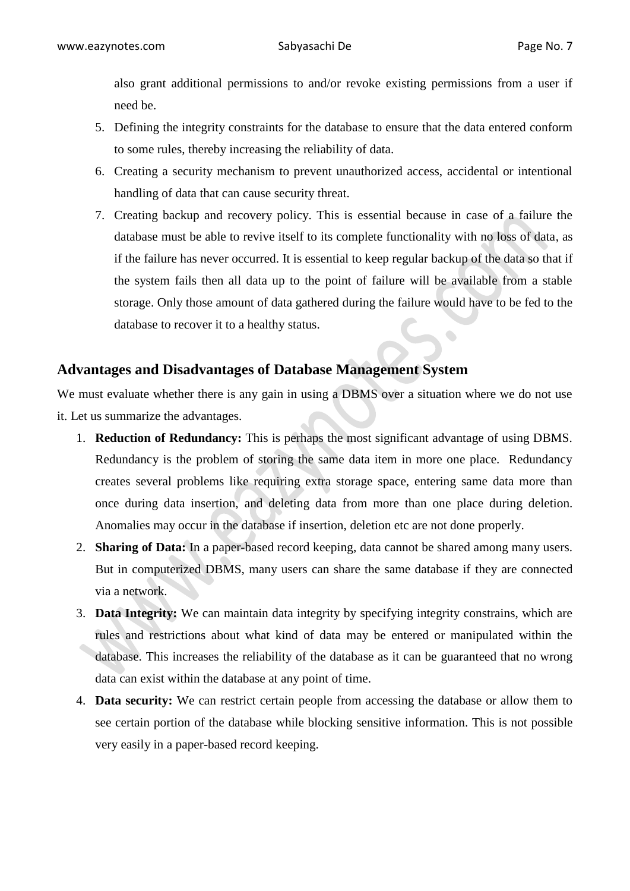also grant additional permissions to and/or revoke existing permissions from a user if need be.

5. Defining the integrity constraints for the database to ensure that the data entered conform to some rules, thereby increasing the reliability of data.
6. Creating a security mechanism to prevent unauthorized access, accidental or intentional handling of data that can cause security threat.
7. Creating backup and recovery policy. This is essential because in case of a failure the database must be able to revive itself to its complete functionality with no loss of data, as if the failure has never occurred. It is essential to keep regular backup of the data so that if the system fails then all data up to the point of failure will be available from a stable storage. Only those amount of data gathered during the failure would have to be fed to the database to recover it to a healthy status.

## Advantages and Disadvantages of Database Management System

We must evaluate whether there is any gain in using a DBMS over a situation where we do not use it. Let us summarize the advantages.

1. **Reduction of Redundancy:** This is perhaps the most significant advantage of using DBMS. Redundancy is the problem of storing the same data item in more one place. Redundancy creates several problems like requiring extra storage space, entering same data more than once during data insertion, and deleting data from more than one place during deletion. Anomalies may occur in the database if insertion, deletion etc are not done properly.
2. **Sharing of Data:** In a paper-based record keeping, data cannot be shared among many users. But in computerized DBMS, many users can share the same database if they are connected via a network.
3. **Data Integrity:** We can maintain data integrity by specifying integrity constrains, which are rules and restrictions about what kind of data may be entered or manipulated within the database. This increases the reliability of the database as it can be guaranteed that no wrong data can exist within the database at any point of time.
4. **Data security:** We can restrict certain people from accessing the database or allow them to see certain portion of the database while blocking sensitive information. This is not possible very easily in a paper-based record keeping.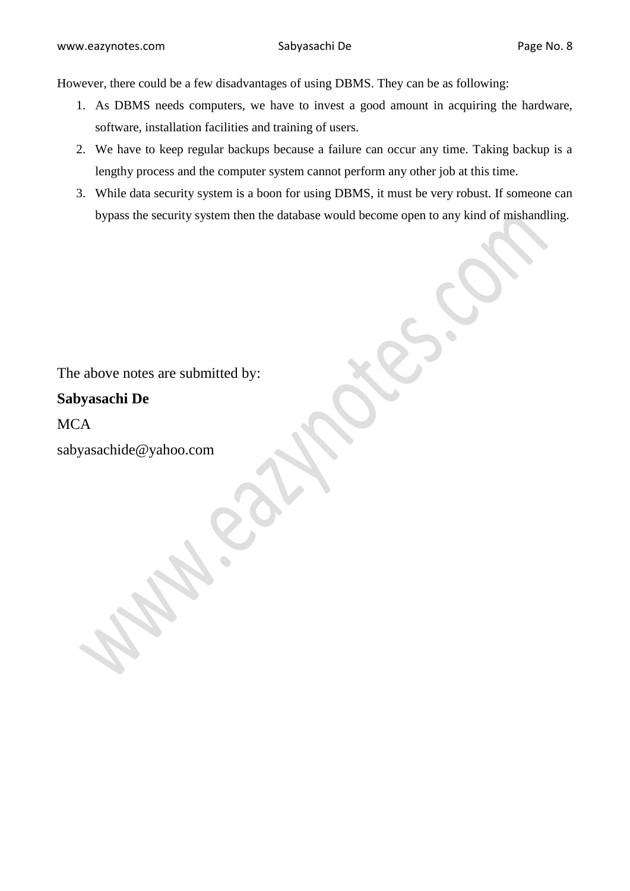However, there could be a few disadvantages of using DBMS. They can be as following:

1. As DBMS needs computers, we have to invest a good amount in acquiring the hardware, software, installation facilities and training of users.
2. We have to keep regular backups because a failure can occur any time. Taking backup is a lengthy process and the computer system cannot perform any other job at this time.
3. While data security system is a boon for using DBMS, it must be very robust. If someone can bypass the security system then the database would become open to any kind of mishandling.

The above notes are submitted by:

**Sabyasachi De**

MCA

sabyasachide@yahoo.com